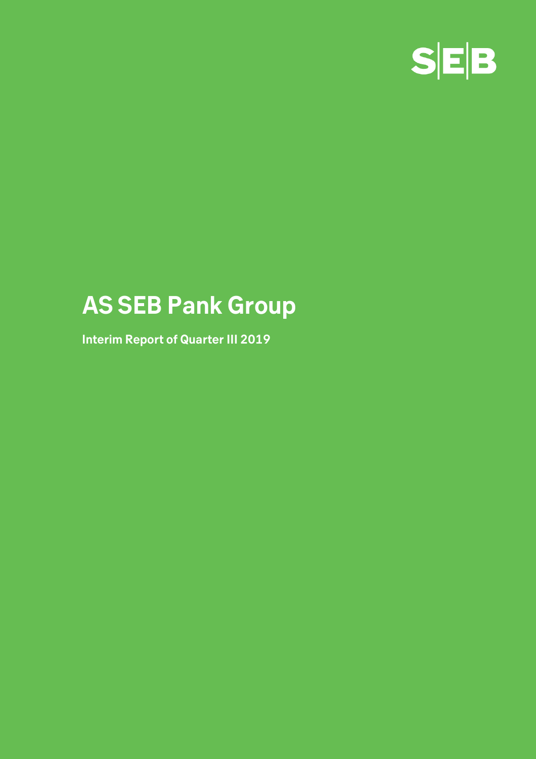SEB

# AS SEB Pank Group

**Interim Report of Quarter III 2019**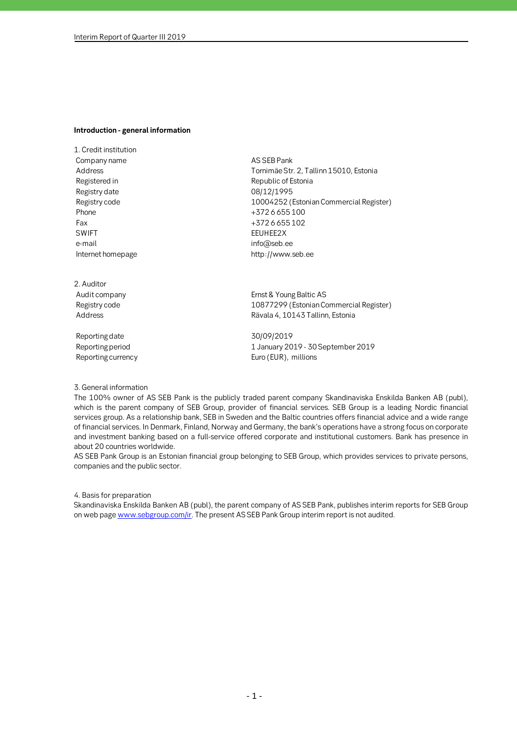## Introduction - general information

1. Credit institution

| | |
|---|---|
| Company name | AS SEB Pank |
| Address | Tornimäe Str. 2, Tallinn 15010, Estonia |
| Registered in | Republic of Estonia |
| Registry date | 08/12/1995 |
| Registry code | 10004252 (Estonian Commercial Register) |
| Phone | +372 6 655 100 |
| Fax | +372 6 655 102 |
| SWIFT | EEUHEE2X |
| e-mail | info@seb.ee |
| Internet homepage | http://www.seb.ee |

2. Auditor

| | |
|---|---|
| Audit company | Ernst & Young Baltic AS |
| Registry code | 10877299 (Estonian Commercial Register) |
| Address | Rävala 4, 10143 Tallinn, Estonia |
| Reporting date | 30/09/2019 |
| Reporting period | 1 January 2019 - 30 September 2019 |
| Reporting currency | Euro (EUR), millions |

3. General information

The 100% owner of AS SEB Pank is the publicly traded parent company Skandinaviska Enskilda Banken AB (publ), which is the parent company of SEB Group, provider of financial services. SEB Group is a leading Nordic financial services group. As a relationship bank, SEB in Sweden and the Baltic countries offers financial advice and a wide range of financial services. In Denmark, Finland, Norway and Germany, the bank's operations have a strong focus on corporate and investment banking based on a full-service offered corporate and institutional customers. Bank has presence in about 20 countries worldwide.

AS SEB Pank Group is an Estonian financial group belonging to SEB Group, which provides services to private persons, companies and the public sector.

4. Basis for preparation

Skandinaviska Enskilda Banken AB (publ), the parent company of AS SEB Pank, publishes interim reports for SEB Group on web page www.sebgroup.com/ir. The present AS SEB Pank Group interim report is not audited.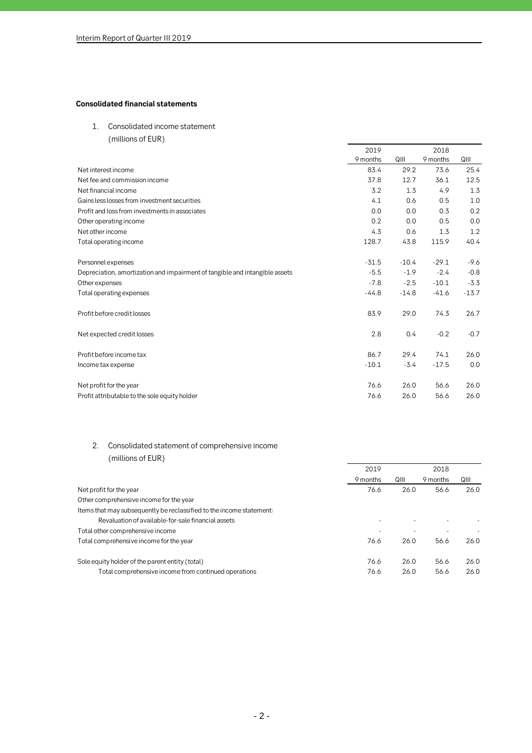## Consolidated financial statements

1. Consolidated income statement
   (millions of EUR)

| | 2019 | | 2018 | |
|---|---|---|---|---|
| | 9 months | QIII | 9 months | QIII |
| Net interest income | 83.4 | 29.2 | 73.6 | 25.4 |
| Net fee and commission income | 37.8 | 12.7 | 36.1 | 12.5 |
| Net financial income | 3.2 | 1.3 | 4.9 | 1.3 |
| Gains less losses from investment securities | 4.1 | 0.6 | 0.5 | 1.0 |
| Profit and loss from investments in associates | 0.0 | 0.0 | 0.3 | 0.2 |
| Other operating income | 0.2 | 0.0 | 0.5 | 0.0 |
| Net other income | 4.3 | 0.6 | 1.3 | 1.2 |
| Total operating income | 128.7 | 43.8 | 115.9 | 40.4 |
| | | | | |
| Personnel expenses | -31.5 | -10.4 | -29.1 | -9.6 |
| Depreciation, amortization and impairment of tangible and intangible assets | -5.5 | -1.9 | -2.4 | -0.8 |
| Other expenses | -7.8 | -2.5 | -10.1 | -3.3 |
| Total operating expenses | -44.8 | -14.8 | -41.6 | -13.7 |
| | | | | |
| Profit before credit losses | 83.9 | 29.0 | 74.3 | 26.7 |
| | | | | |
| Net expected credit losses | 2.8 | 0.4 | -0.2 | -0.7 |
| | | | | |
| Profit before income tax | 86.7 | 29.4 | 74.1 | 26.0 |
| Income tax expense | -10.1 | -3.4 | -17.5 | 0.0 |
| | | | | |
| Net profit for the year | 76.6 | 26.0 | 56.6 | 26.0 |
| Profit attributable to the sole equity holder | 76.6 | 26.0 | 56.6 | 26.0 |

2. Consolidated statement of comprehensive income
   (millions of EUR)

| | 2019 | | 2018 | |
|---|---|---|---|---|
| | 9 months | QIII | 9 months | QIII |
| Net profit for the year | 76.6 | 26.0 | 56.6 | 26.0 |
| Other comprehensive income for the year | | | | |
| Items that may subsequently be reclassified to the income statement: | | | | |
| Revaluation of available-for-sale financial assets | - | - | - | - |
| Total other comprehensive income | - | - | - | - |
| Total comprehensive income for the year | 76.6 | 26.0 | 56.6 | 26.0 |
| | | | | |
| Sole equity holder of the parent entity (total) | 76.6 | 26.0 | 56.6 | 26.0 |
| Total comprehensive income from continued operations | 76.6 | 26.0 | 56.6 | 26.0 |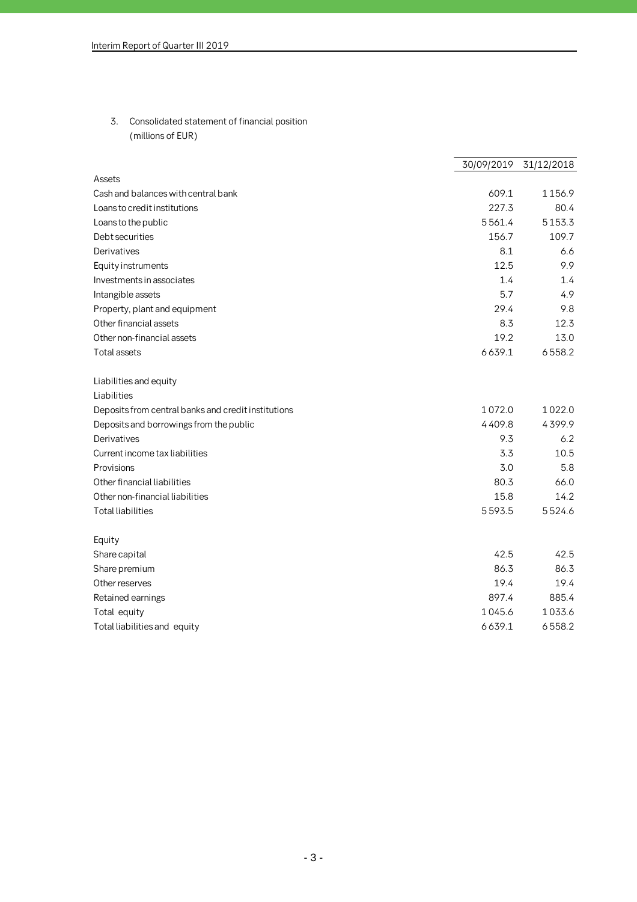3. Consolidated statement of financial position
(millions of EUR)

| | 30/09/2019 | 31/12/2018 |
|---|---|---|
| **Assets** | | |
| Cash and balances with central bank | 609.1 | 1156.9 |
| Loans to credit institutions | 227.3 | 80.4 |
| Loans to the public | 5561.4 | 5153.3 |
| Debt securities | 156.7 | 109.7 |
| Derivatives | 8.1 | 6.6 |
| Equity instruments | 12.5 | 9.9 |
| Investments in associates | 1.4 | 1.4 |
| Intangible assets | 5.7 | 4.9 |
| Property, plant and equipment | 29.4 | 9.8 |
| Other financial assets | 8.3 | 12.3 |
| Other non-financial assets | 19.2 | 13.0 |
| Total assets | 6639.1 | 6558.2 |
| | | |
| **Liabilities and equity** | | |
| **Liabilities** | | |
| Deposits from central banks and credit institutions | 1072.0 | 1022.0 |
| Deposits and borrowings from the public | 4409.8 | 4399.9 |
| Derivatives | 9.3 | 6.2 |
| Current income tax liabilities | 3.3 | 10.5 |
| Provisions | 3.0 | 5.8 |
| Other financial liabilities | 80.3 | 66.0 |
| Other non-financial liabilities | 15.8 | 14.2 |
| Total liabilities | 5593.5 | 5524.6 |
| | | |
| **Equity** | | |
| Share capital | 42.5 | 42.5 |
| Share premium | 86.3 | 86.3 |
| Other reserves | 19.4 | 19.4 |
| Retained earnings | 897.4 | 885.4 |
| Total equity | 1045.6 | 1033.6 |
| Total liabilities and equity | 6639.1 | 6558.2 |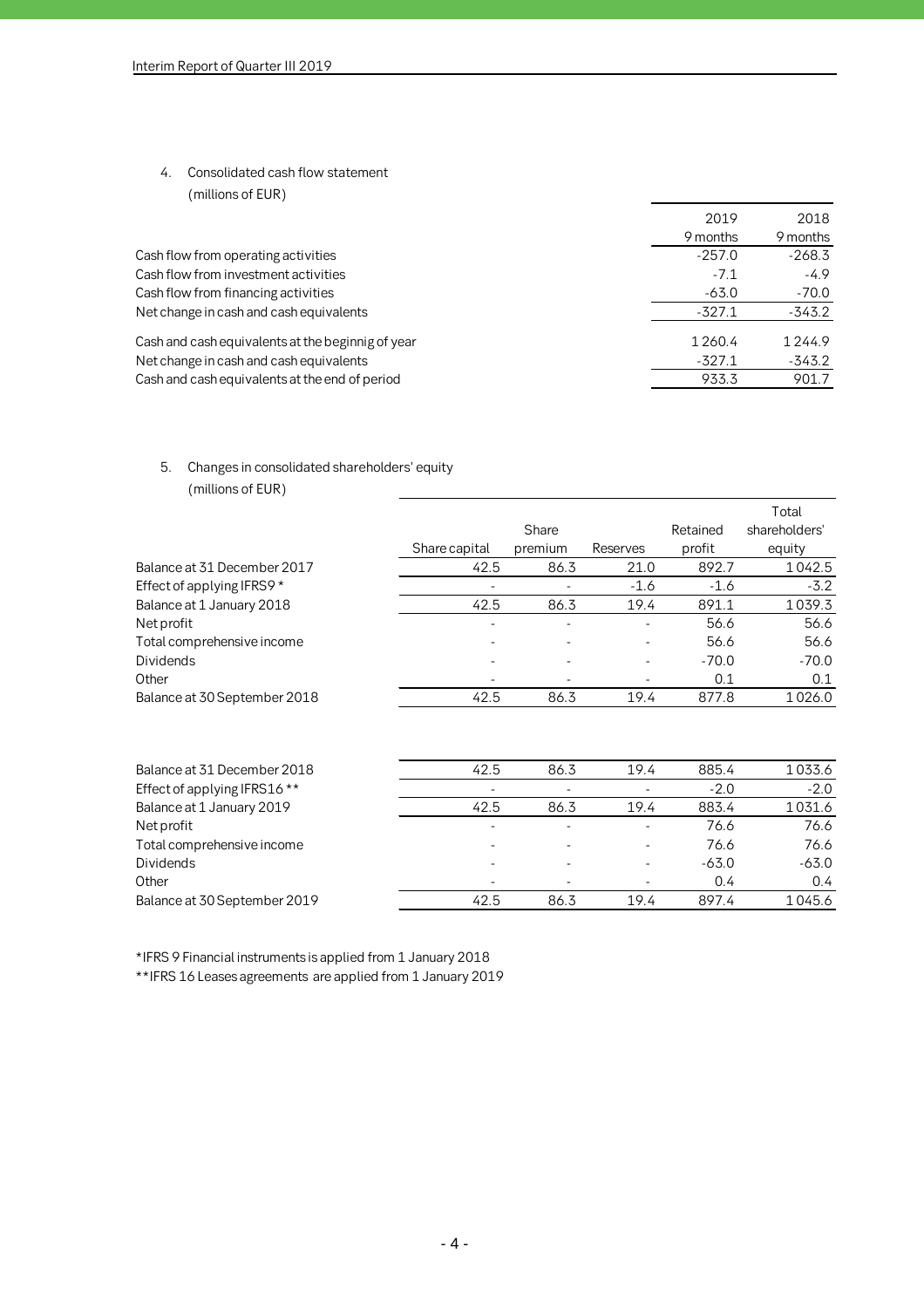4. Consolidated cash flow statement
   (millions of EUR)

| | 2019<br>9 months | 2018<br>9 months |
|---|---|---|
| Cash flow from operating activities | -257.0 | -268.3 |
| Cash flow from investment activities | -7.1 | -4.9 |
| Cash flow from financing activities | -63.0 | -70.0 |
| Net change in cash and cash equivalents | -327.1 | -343.2 |
| | | |
| Cash and cash equivalents at the beginnig of year | 1 260.4 | 1 244.9 |
| Net change in cash and cash equivalents | -327.1 | -343.2 |
| Cash and cash equivalents at the end of period | 933.3 | 901.7 |

5. Changes in consolidated shareholders' equity
   (millions of EUR)

| | Share capital | Share premium | Reserves | Retained profit | Total shareholders' equity |
|---|---|---|---|---|---|
| Balance at 31 December 2017 | 42.5 | 86.3 | 21.0 | 892.7 | 1 042.5 |
| Effect of applying IFRS9 * | - | - | -1.6 | -1.6 | -3.2 |
| Balance at 1 January 2018 | 42.5 | 86.3 | 19.4 | 891.1 | 1 039.3 |
| Net profit | - | - | - | 56.6 | 56.6 |
| Total comprehensive income | - | - | - | 56.6 | 56.6 |
| Dividends | - | - | - | -70.0 | -70.0 |
| Other | - | - | - | 0.1 | 0.1 |
| Balance at 30 September 2018 | 42.5 | 86.3 | 19.4 | 877.8 | 1 026.0 |
| | | | | | |
| Balance at 31 December 2018 | 42.5 | 86.3 | 19.4 | 885.4 | 1 033.6 |
| Effect of applying IFRS16 ** | - | - | - | -2.0 | -2.0 |
| Balance at 1 January 2019 | 42.5 | 86.3 | 19.4 | 883.4 | 1 031.6 |
| Net profit | - | - | - | 76.6 | 76.6 |
| Total comprehensive income | - | - | - | 76.6 | 76.6 |
| Dividends | - | - | - | -63.0 | -63.0 |
| Other | - | - | - | 0.4 | 0.4 |
| Balance at 30 September 2019 | 42.5 | 86.3 | 19.4 | 897.4 | 1 045.6 |

*IFRS 9 Financial instruments is applied from 1 January 2018

**IFRS 16 Leases agreements are applied from 1 January 2019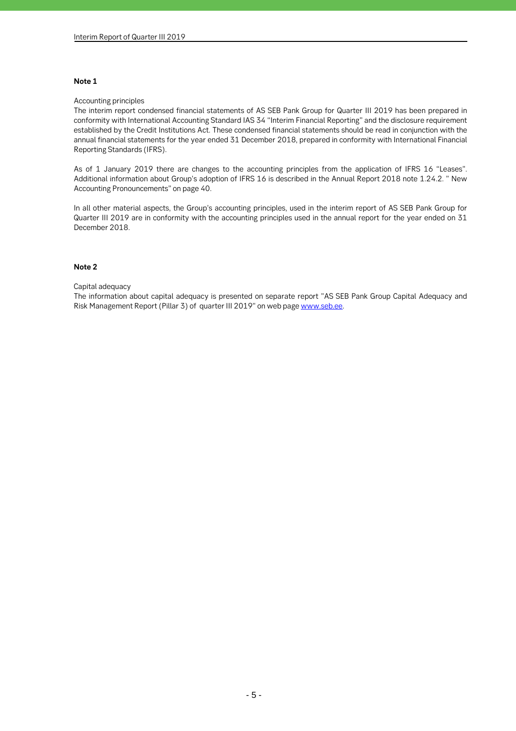## Note 1

Accounting principles

The interim report condensed financial statements of AS SEB Pank Group for Quarter III 2019 has been prepared in conformity with International Accounting Standard IAS 34 "Interim Financial Reporting" and the disclosure requirement established by the Credit Institutions Act. These condensed financial statements should be read in conjunction with the annual financial statements for the year ended 31 December 2018, prepared in conformity with International Financial Reporting Standards (IFRS).

As of 1 January 2019 there are changes to the accounting principles from the application of IFRS 16 "Leases". Additional information about Group's adoption of IFRS 16 is described in the Annual Report 2018 note 1.24.2. " New Accounting Pronouncements" on page 40.

In all other material aspects, the Group's accounting principles, used in the interim report of AS SEB Pank Group for Quarter III 2019 are in conformity with the accounting principles used in the annual report for the year ended on 31 December 2018.

## Note 2

Capital adequacy

The information about capital adequacy is presented on separate report "AS SEB Pank Group Capital Adequacy and Risk Management Report (Pillar 3) of quarter III 2019" on web page www.seb.ee.